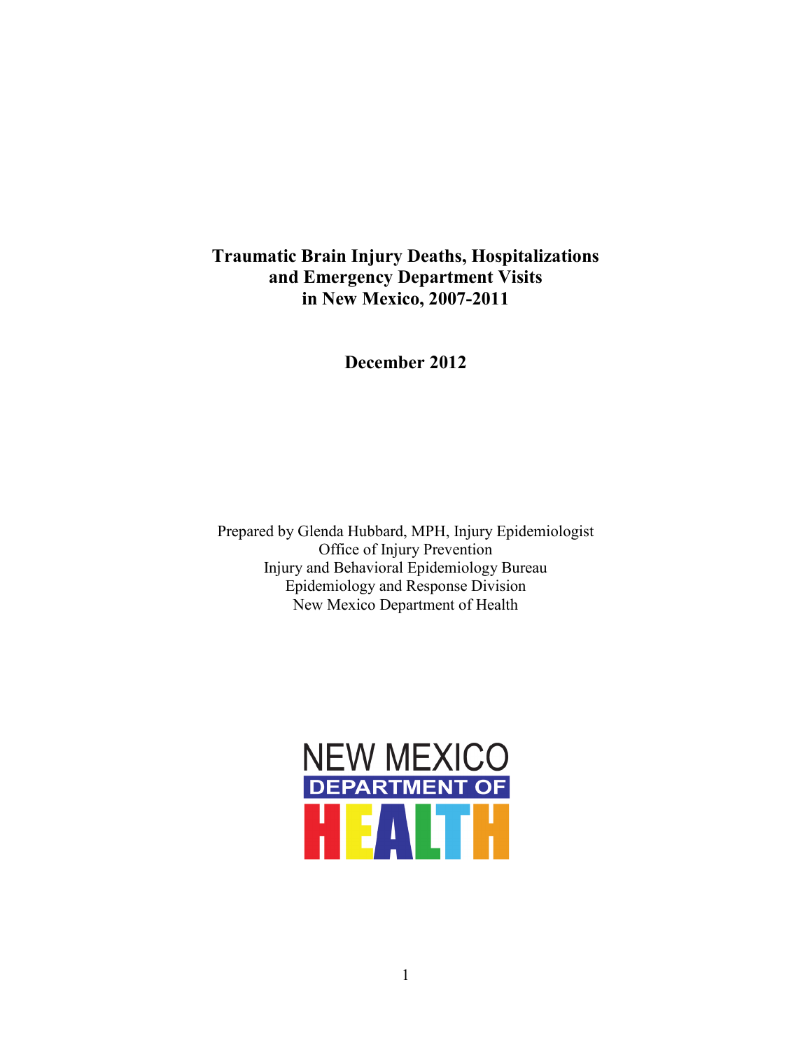# Traumatic Brain Injury Deaths, Hospitalizations and Emergency Department Visits in New Mexico, 2007-2011

**December 2012**

Prepared by Glenda Hubbard, MPH, Injury Epidemiologist
Office of Injury Prevention
Injury and Behavioral Epidemiology Bureau
Epidemiology and Response Division
New Mexico Department of Health

NEW MEXICO
DEPARTMENT OF
HEALTH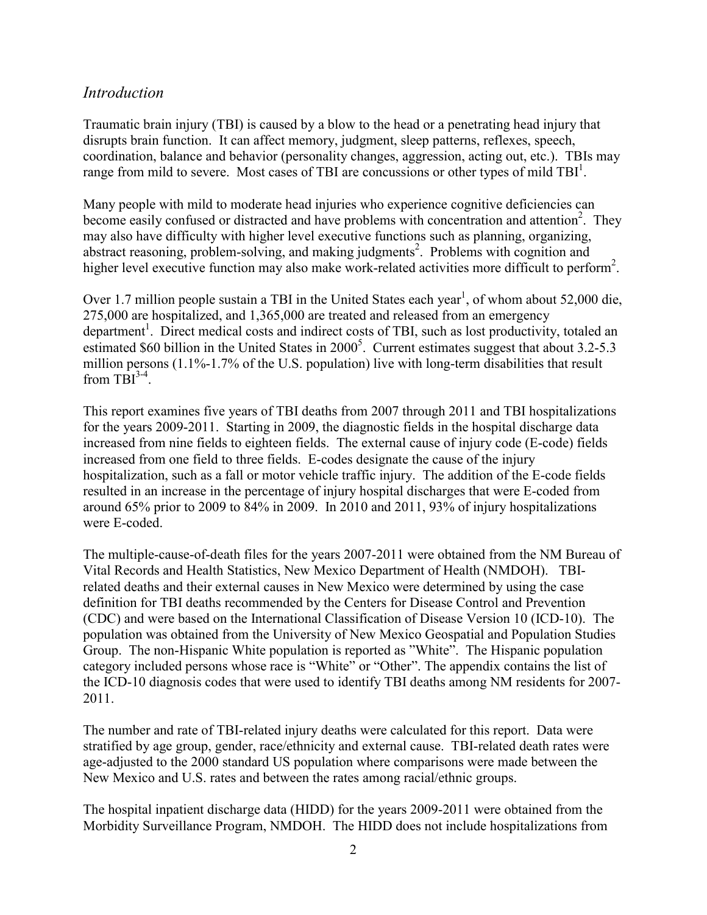## *Introduction*

Traumatic brain injury (TBI) is caused by a blow to the head or a penetrating head injury that disrupts brain function. It can affect memory, judgment, sleep patterns, reflexes, speech, coordination, balance and behavior (personality changes, aggression, acting out, etc.). TBIs may range from mild to severe. Most cases of TBI are concussions or other types of mild TBI[1].

Many people with mild to moderate head injuries who experience cognitive deficiencies can become easily confused or distracted and have problems with concentration and attention[2]. They may also have difficulty with higher level executive functions such as planning, organizing, abstract reasoning, problem-solving, and making judgments[2]. Problems with cognition and higher level executive function may also make work-related activities more difficult to perform[2].

Over 1.7 million people sustain a TBI in the United States each year[1], of whom about 52,000 die, 275,000 are hospitalized, and 1,365,000 are treated and released from an emergency department[1]. Direct medical costs and indirect costs of TBI, such as lost productivity, totaled an estimated $60 billion in the United States in 2000[5]. Current estimates suggest that about 3.2-5.3 million persons (1.1%-1.7% of the U.S. population) live with long-term disabilities that result from TBI[3-4].

This report examines five years of TBI deaths from 2007 through 2011 and TBI hospitalizations for the years 2009-2011. Starting in 2009, the diagnostic fields in the hospital discharge data increased from nine fields to eighteen fields. The external cause of injury code (E-code) fields increased from one field to three fields. E-codes designate the cause of the injury hospitalization, such as a fall or motor vehicle traffic injury. The addition of the E-code fields resulted in an increase in the percentage of injury hospital discharges that were E-coded from around 65% prior to 2009 to 84% in 2009. In 2010 and 2011, 93% of injury hospitalizations were E-coded.

The multiple-cause-of-death files for the years 2007-2011 were obtained from the NM Bureau of Vital Records and Health Statistics, New Mexico Department of Health (NMDOH). TBI-related deaths and their external causes in New Mexico were determined by using the case definition for TBI deaths recommended by the Centers for Disease Control and Prevention (CDC) and were based on the International Classification of Disease Version 10 (ICD-10). The population was obtained from the University of New Mexico Geospatial and Population Studies Group. The non-Hispanic White population is reported as "White". The Hispanic population category included persons whose race is "White" or "Other". The appendix contains the list of the ICD-10 diagnosis codes that were used to identify TBI deaths among NM residents for 2007-2011.

The number and rate of TBI-related injury deaths were calculated for this report. Data were stratified by age group, gender, race/ethnicity and external cause. TBI-related death rates were age-adjusted to the 2000 standard US population where comparisons were made between the New Mexico and U.S. rates and between the rates among racial/ethnic groups.

The hospital inpatient discharge data (HIDD) for the years 2009-2011 were obtained from the Morbidity Surveillance Program, NMDOH. The HIDD does not include hospitalizations from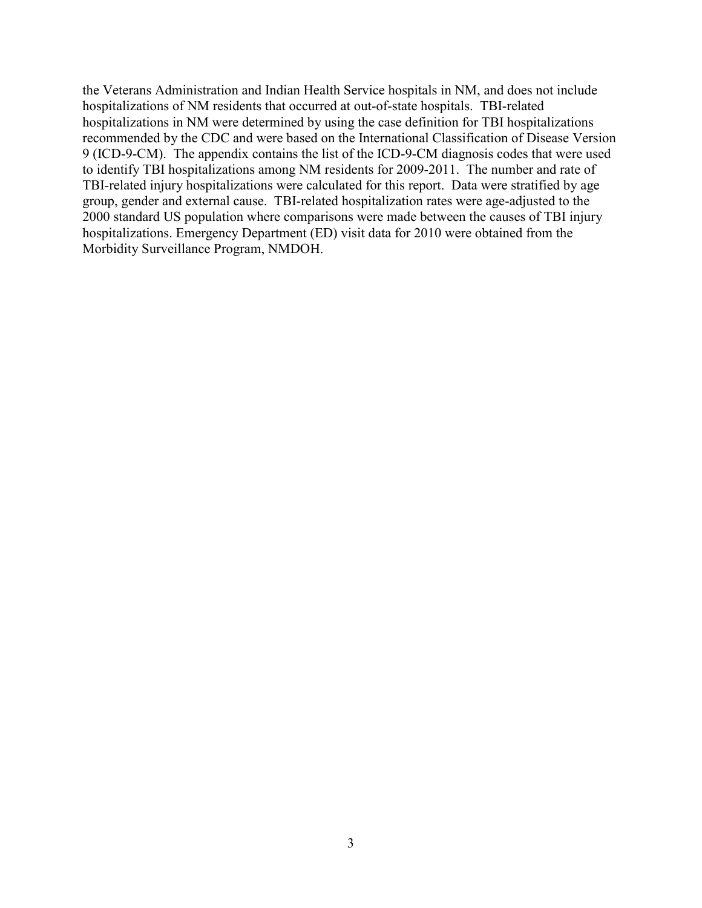the Veterans Administration and Indian Health Service hospitals in NM, and does not include hospitalizations of NM residents that occurred at out-of-state hospitals. TBI-related hospitalizations in NM were determined by using the case definition for TBI hospitalizations recommended by the CDC and were based on the International Classification of Disease Version 9 (ICD-9-CM). The appendix contains the list of the ICD-9-CM diagnosis codes that were used to identify TBI hospitalizations among NM residents for 2009-2011. The number and rate of TBI-related injury hospitalizations were calculated for this report. Data were stratified by age group, gender and external cause. TBI-related hospitalization rates were age-adjusted to the 2000 standard US population where comparisons were made between the causes of TBI injury hospitalizations. Emergency Department (ED) visit data for 2010 were obtained from the Morbidity Surveillance Program, NMDOH.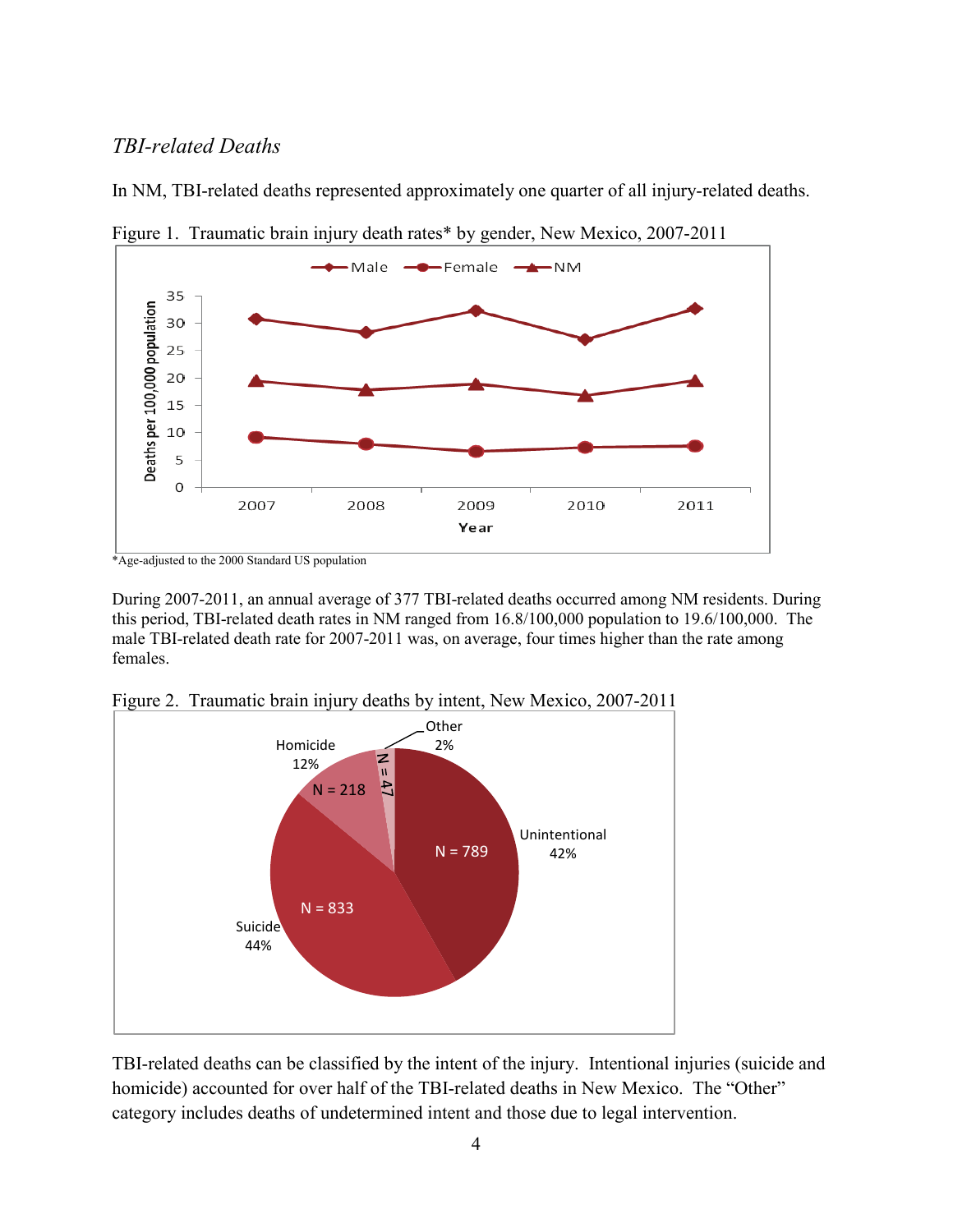### *TBI-related Deaths*

In NM, TBI-related deaths represented approximately one quarter of all injury-related deaths.

Figure 1. Traumatic brain injury death rates* by gender, New Mexico, 2007-2011

*Age-adjusted to the 2000 Standard US population

During 2007-2011, an annual average of 377 TBI-related deaths occurred among NM residents. During this period, TBI-related death rates in NM ranged from 16.8/100,000 population to 19.6/100,000. The male TBI-related death rate for 2007-2011 was, on average, four times higher than the rate among females.

Figure 2. Traumatic brain injury deaths by intent, New Mexico, 2007-2011

TBI-related deaths can be classified by the intent of the injury. Intentional injuries (suicide and homicide) accounted for over half of the TBI-related deaths in New Mexico. The "Other" category includes deaths of undetermined intent and those due to legal intervention.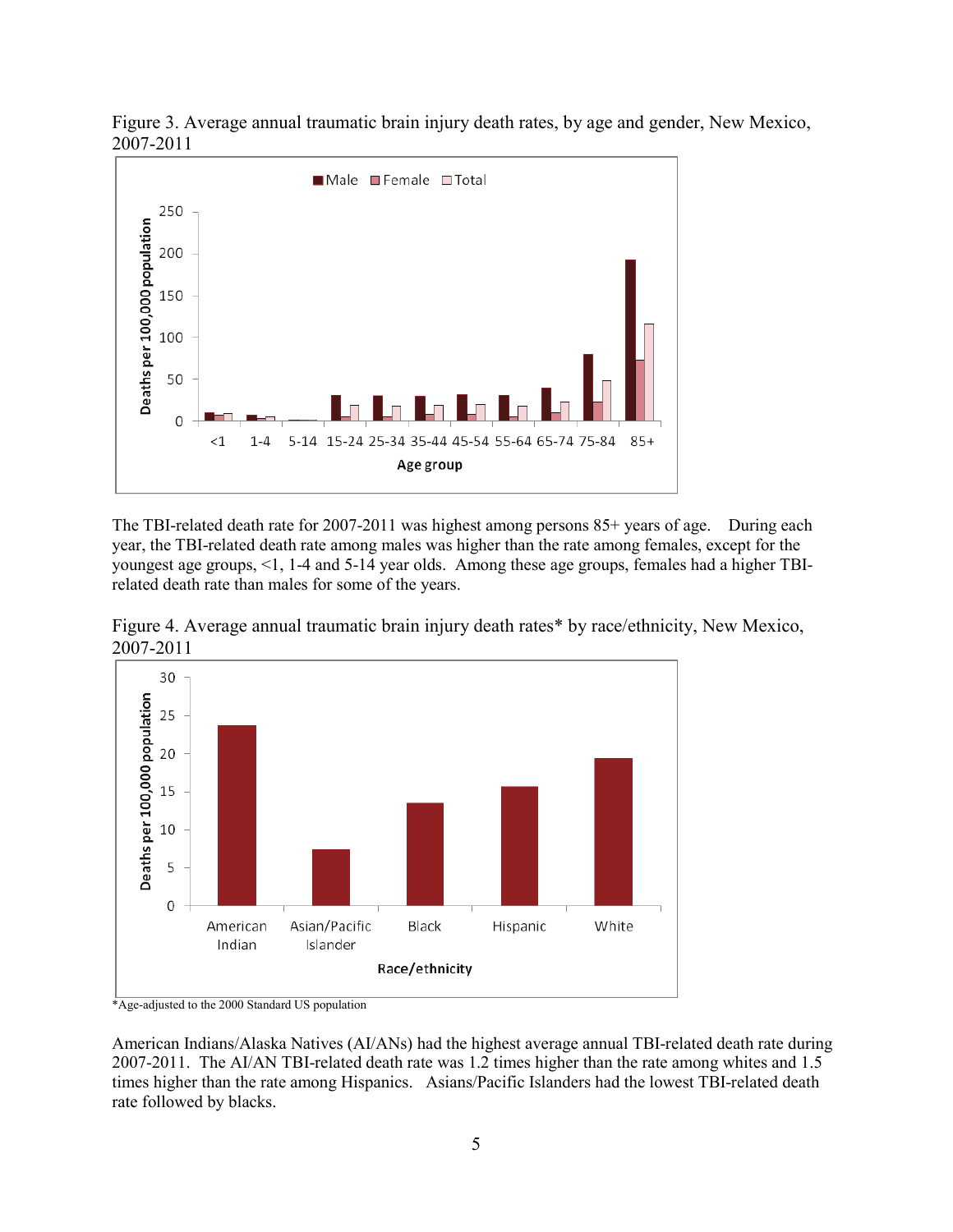Figure 3. Average annual traumatic brain injury death rates, by age and gender, New Mexico, 2007-2011

The TBI-related death rate for 2007-2011 was highest among persons 85+ years of age. During each year, the TBI-related death rate among males was higher than the rate among females, except for the youngest age groups, <1, 1-4 and 5-14 year olds. Among these age groups, females had a higher TBI-related death rate than males for some of the years.

Figure 4. Average annual traumatic brain injury death rates* by race/ethnicity, New Mexico, 2007-2011

*Age-adjusted to the 2000 Standard US population

American Indians/Alaska Natives (AI/ANs) had the highest average annual TBI-related death rate during 2007-2011. The AI/AN TBI-related death rate was 1.2 times higher than the rate among whites and 1.5 times higher than the rate among Hispanics. Asians/Pacific Islanders had the lowest TBI-related death rate followed by blacks.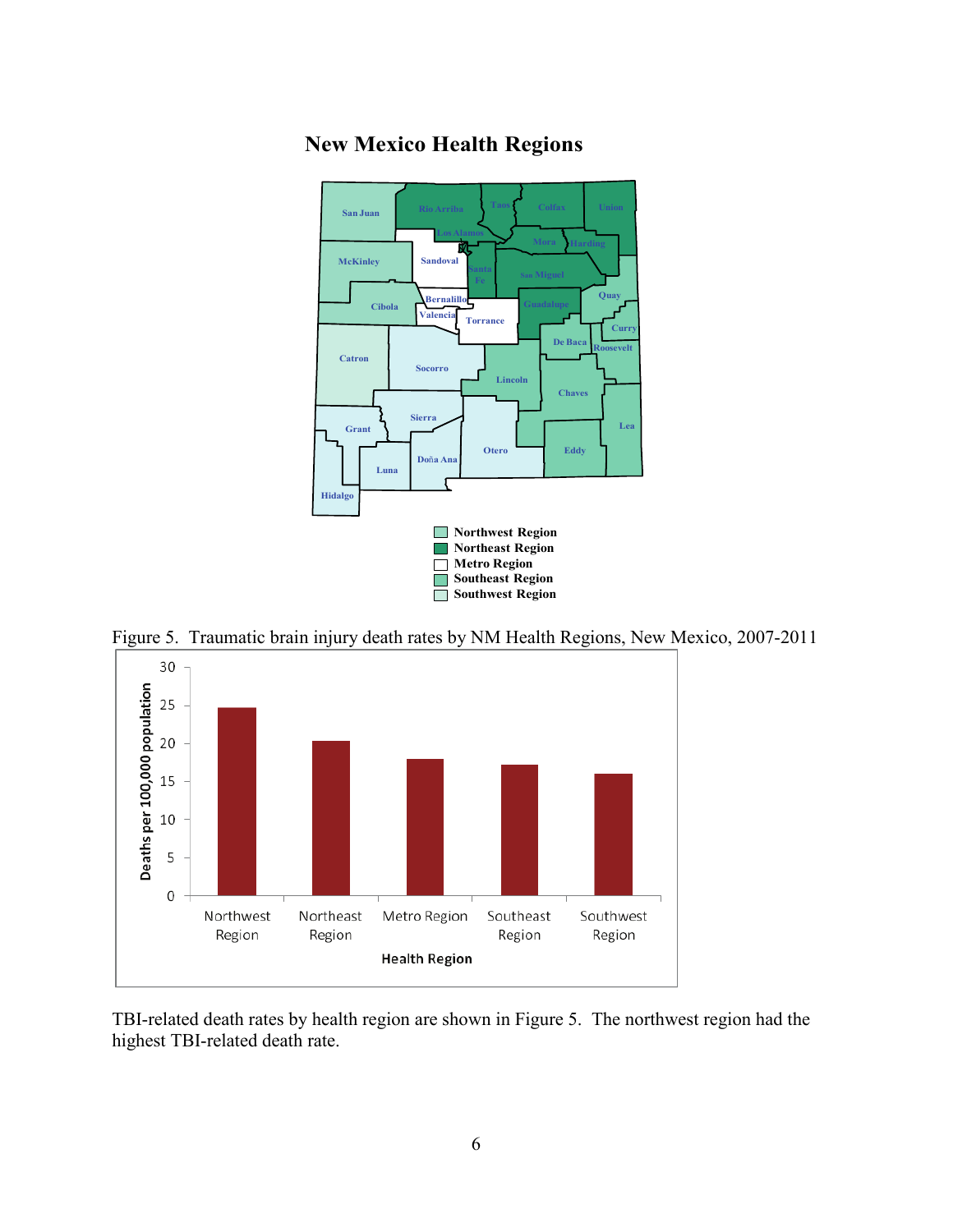## New Mexico Health Regions

Northwest Region
Northeast Region
Metro Region
Southeast Region
Southwest Region

Figure 5. Traumatic brain injury death rates by NM Health Regions, New Mexico, 2007-2011

TBI-related death rates by health region are shown in Figure 5. The northwest region had the highest TBI-related death rate.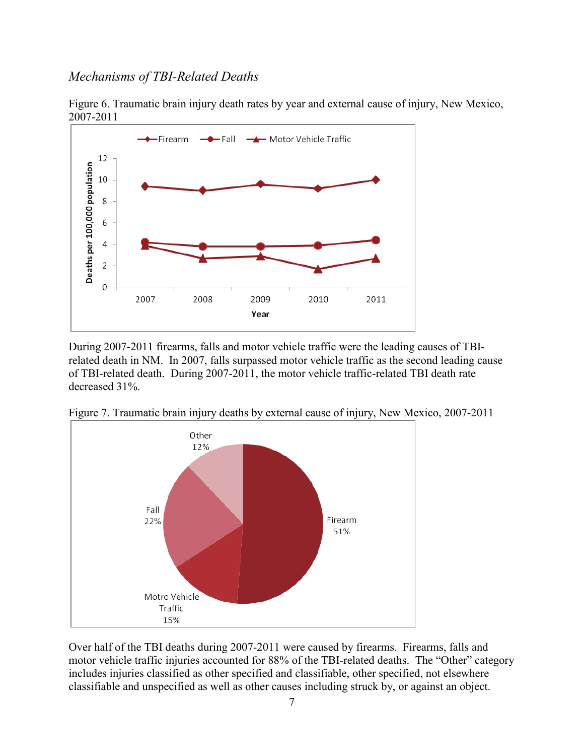### *Mechanisms of TBI-Related Deaths*

Figure 6. Traumatic brain injury death rates by year and external cause of injury, New Mexico, 2007-2011

During 2007-2011 firearms, falls and motor vehicle traffic were the leading causes of TBI-related death in NM. In 2007, falls surpassed motor vehicle traffic as the second leading cause of TBI-related death. During 2007-2011, the motor vehicle traffic-related TBI death rate decreased 31%.

Figure 7. Traumatic brain injury deaths by external cause of injury, New Mexico, 2007-2011

Over half of the TBI deaths during 2007-2011 were caused by firearms. Firearms, falls and motor vehicle traffic injuries accounted for 88% of the TBI-related deaths. The "Other" category includes injuries classified as other specified and classifiable, other specified, not elsewhere classifiable and unspecified as well as other causes including struck by, or against an object.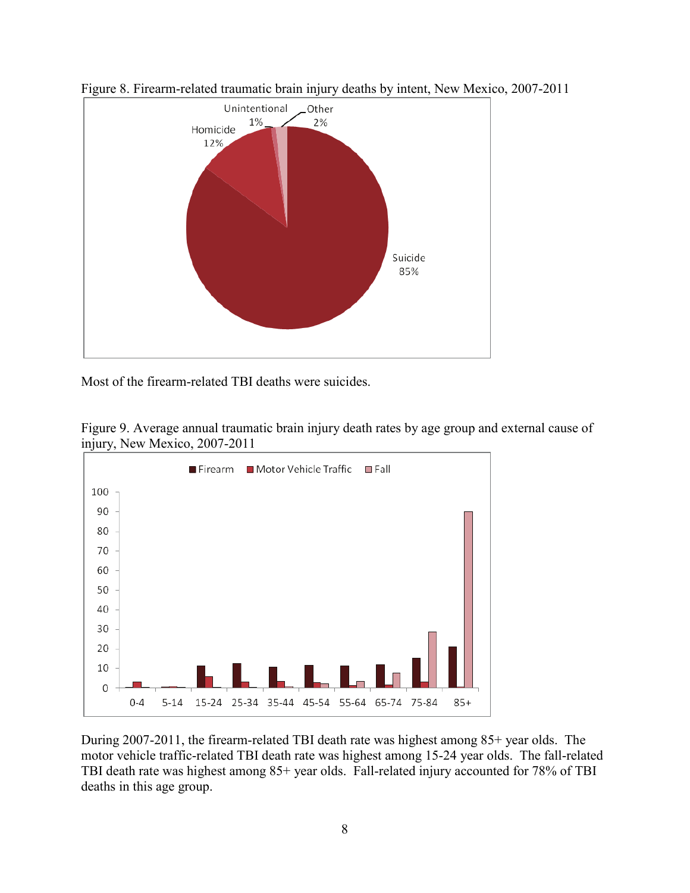Figure 8. Firearm-related traumatic brain injury deaths by intent, New Mexico, 2007-2011

Most of the firearm-related TBI deaths were suicides.

Figure 9. Average annual traumatic brain injury death rates by age group and external cause of injury, New Mexico, 2007-2011

During 2007-2011, the firearm-related TBI death rate was highest among 85+ year olds. The motor vehicle traffic-related TBI death rate was highest among 15-24 year olds. The fall-related TBI death rate was highest among 85+ year olds. Fall-related injury accounted for 78% of TBI deaths in this age group.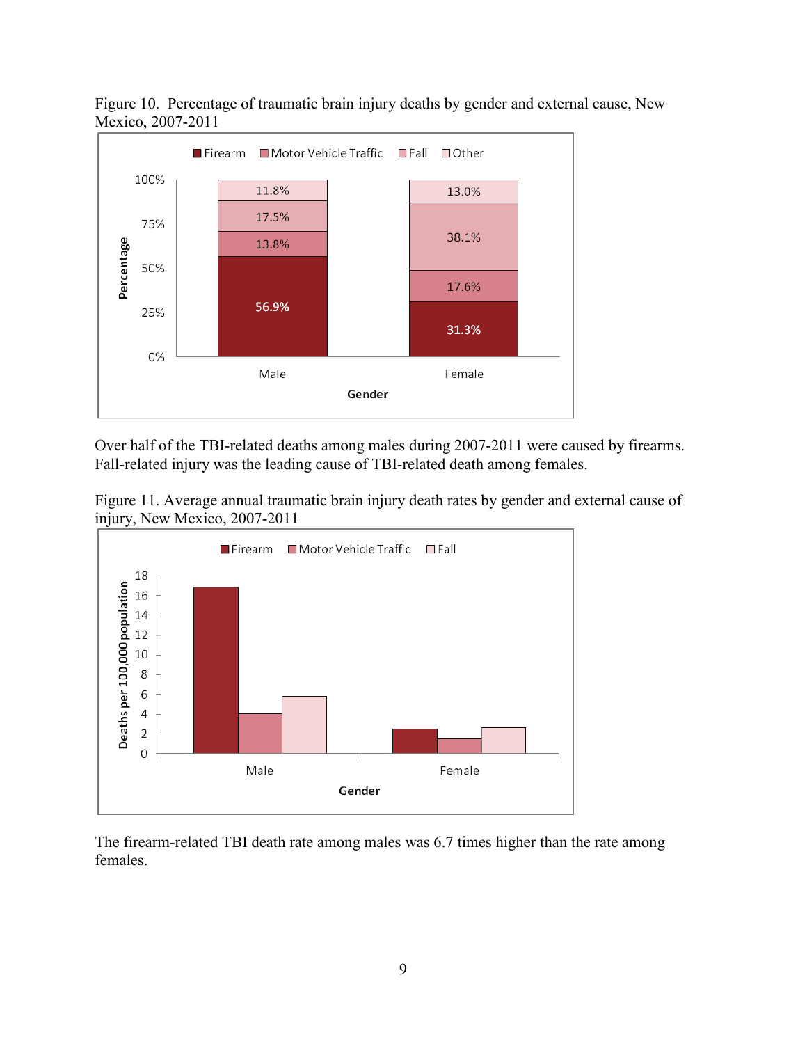Figure 10. Percentage of traumatic brain injury deaths by gender and external cause, New Mexico, 2007-2011

Over half of the TBI-related deaths among males during 2007-2011 were caused by firearms. Fall-related injury was the leading cause of TBI-related death among females.

Figure 11. Average annual traumatic brain injury death rates by gender and external cause of injury, New Mexico, 2007-2011

The firearm-related TBI death rate among males was 6.7 times higher than the rate among females.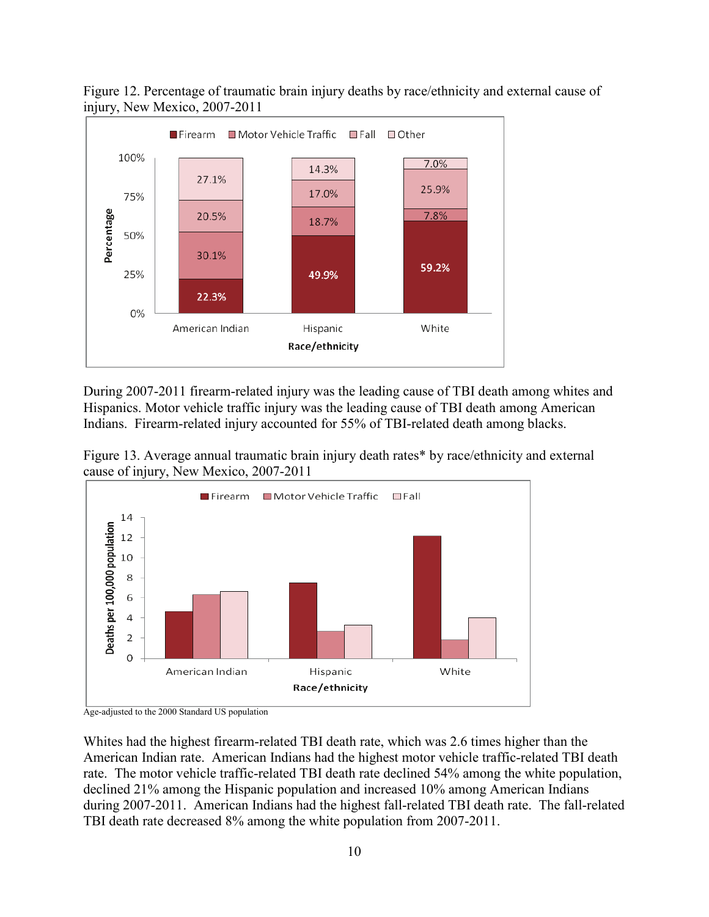Figure 12. Percentage of traumatic brain injury deaths by race/ethnicity and external cause of injury, New Mexico, 2007-2011

During 2007-2011 firearm-related injury was the leading cause of TBI death among whites and Hispanics. Motor vehicle traffic injury was the leading cause of TBI death among American Indians. Firearm-related injury accounted for 55% of TBI-related death among blacks.

Figure 13. Average annual traumatic brain injury death rates* by race/ethnicity and external cause of injury, New Mexico, 2007-2011

Age-adjusted to the 2000 Standard US population

Whites had the highest firearm-related TBI death rate, which was 2.6 times higher than the American Indian rate. American Indians had the highest motor vehicle traffic-related TBI death rate. The motor vehicle traffic-related TBI death rate declined 54% among the white population, declined 21% among the Hispanic population and increased 10% among American Indians during 2007-2011. American Indians had the highest fall-related TBI death rate. The fall-related TBI death rate decreased 8% among the white population from 2007-2011.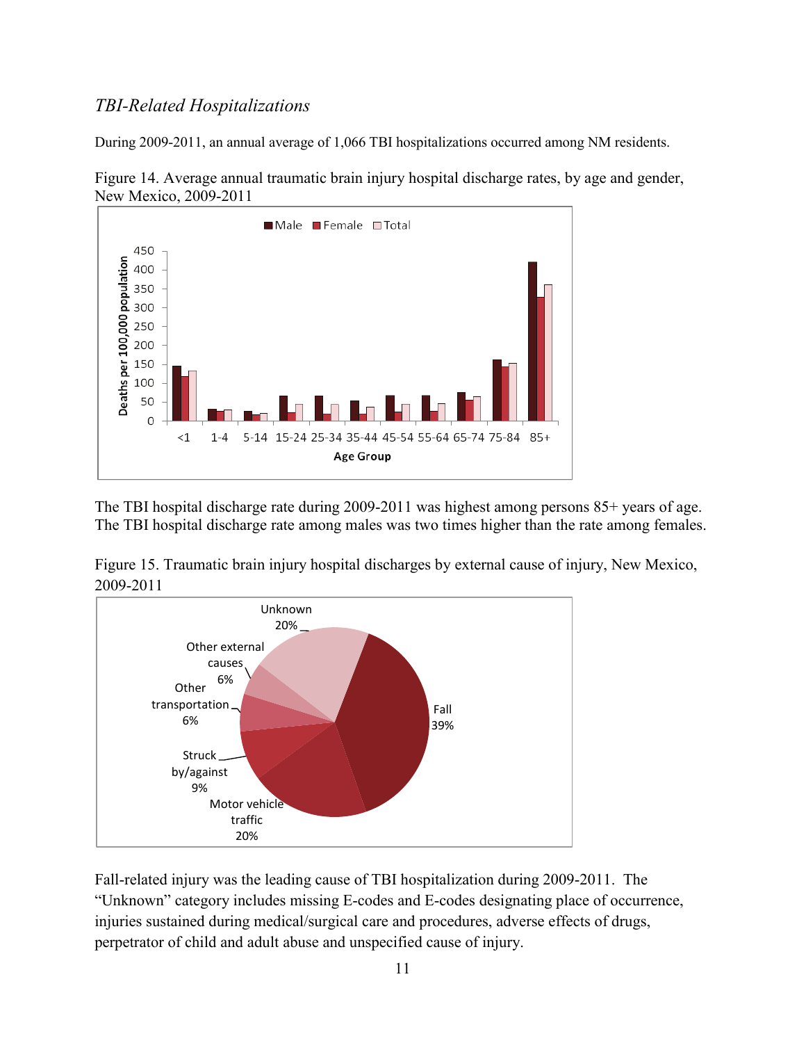### *TBI-Related Hospitalizations*

During 2009-2011, an annual average of 1,066 TBI hospitalizations occurred among NM residents.

Figure 14. Average annual traumatic brain injury hospital discharge rates, by age and gender, New Mexico, 2009-2011

The TBI hospital discharge rate during 2009-2011 was highest among persons 85+ years of age. The TBI hospital discharge rate among males was two times higher than the rate among females.

Figure 15. Traumatic brain injury hospital discharges by external cause of injury, New Mexico, 2009-2011

Fall-related injury was the leading cause of TBI hospitalization during 2009-2011. The "Unknown" category includes missing E-codes and E-codes designating place of occurrence, injuries sustained during medical/surgical care and procedures, adverse effects of drugs, perpetrator of child and adult abuse and unspecified cause of injury.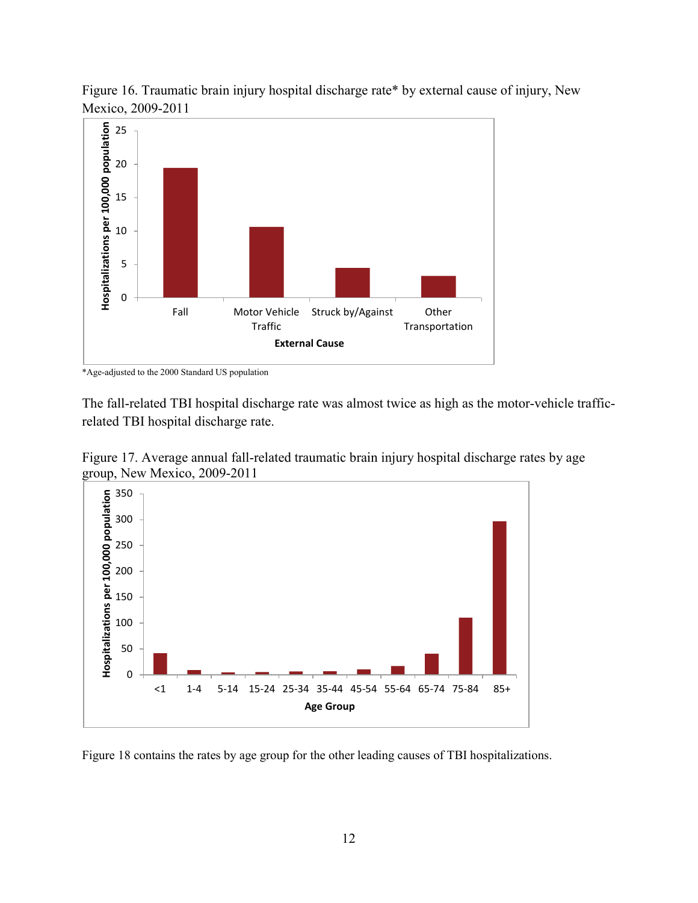Figure 16. Traumatic brain injury hospital discharge rate* by external cause of injury, New Mexico, 2009-2011

*Age-adjusted to the 2000 Standard US population

The fall-related TBI hospital discharge rate was almost twice as high as the motor-vehicle traffic-related TBI hospital discharge rate.

Figure 17. Average annual fall-related traumatic brain injury hospital discharge rates by age group, New Mexico, 2009-2011

Figure 18 contains the rates by age group for the other leading causes of TBI hospitalizations.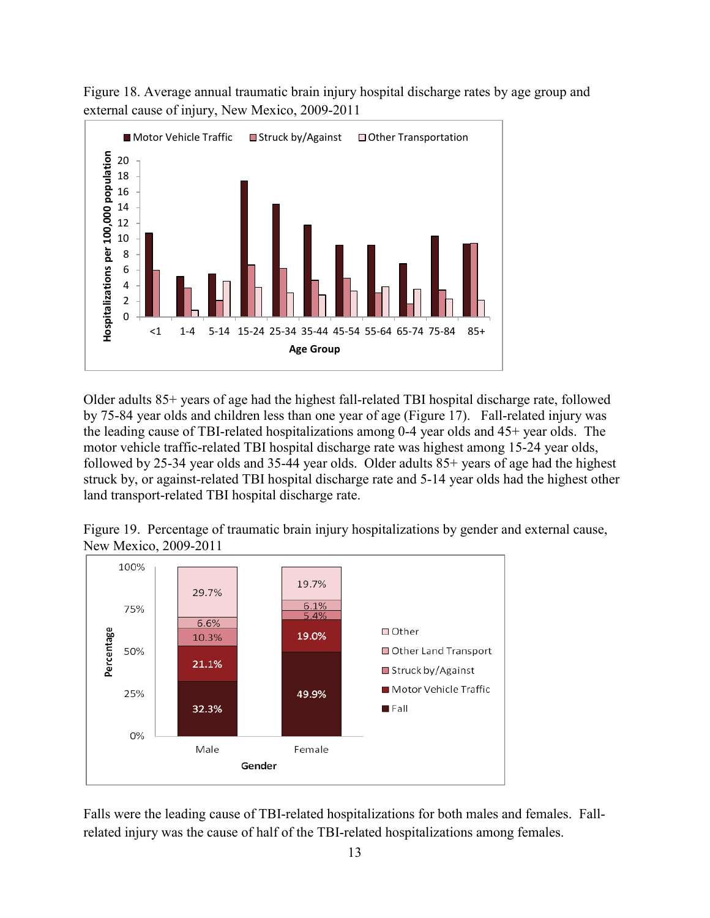Figure 18. Average annual traumatic brain injury hospital discharge rates by age group and external cause of injury, New Mexico, 2009-2011

Older adults 85+ years of age had the highest fall-related TBI hospital discharge rate, followed by 75-84 year olds and children less than one year of age (Figure 17). Fall-related injury was the leading cause of TBI-related hospitalizations among 0-4 year olds and 45+ year olds. The motor vehicle traffic-related TBI hospital discharge rate was highest among 15-24 year olds, followed by 25-34 year olds and 35-44 year olds. Older adults 85+ years of age had the highest struck by, or against-related TBI hospital discharge rate and 5-14 year olds had the highest other land transport-related TBI hospital discharge rate.

Figure 19. Percentage of traumatic brain injury hospitalizations by gender and external cause, New Mexico, 2009-2011

Falls were the leading cause of TBI-related hospitalizations for both males and females. Fall-related injury was the cause of half of the TBI-related hospitalizations among females.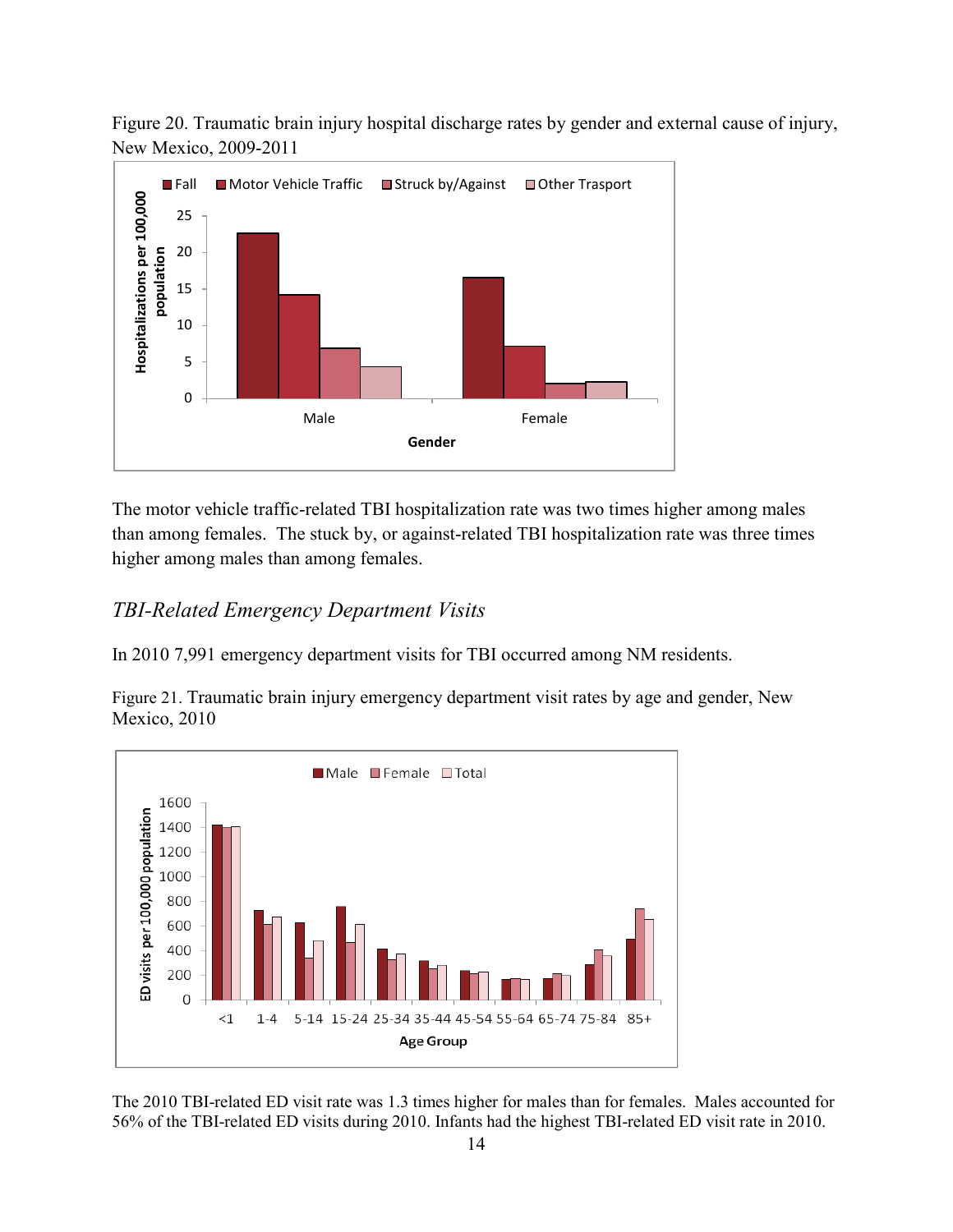Figure 20. Traumatic brain injury hospital discharge rates by gender and external cause of injury, New Mexico, 2009-2011

The motor vehicle traffic-related TBI hospitalization rate was two times higher among males than among females. The stuck by, or against-related TBI hospitalization rate was three times higher among males than among females.

## *TBI-Related Emergency Department Visits*

In 2010 7,991 emergency department visits for TBI occurred among NM residents.

Figure 21. Traumatic brain injury emergency department visit rates by age and gender, New Mexico, 2010

The 2010 TBI-related ED visit rate was 1.3 times higher for males than for females. Males accounted for 56% of the TBI-related ED visits during 2010. Infants had the highest TBI-related ED visit rate in 2010.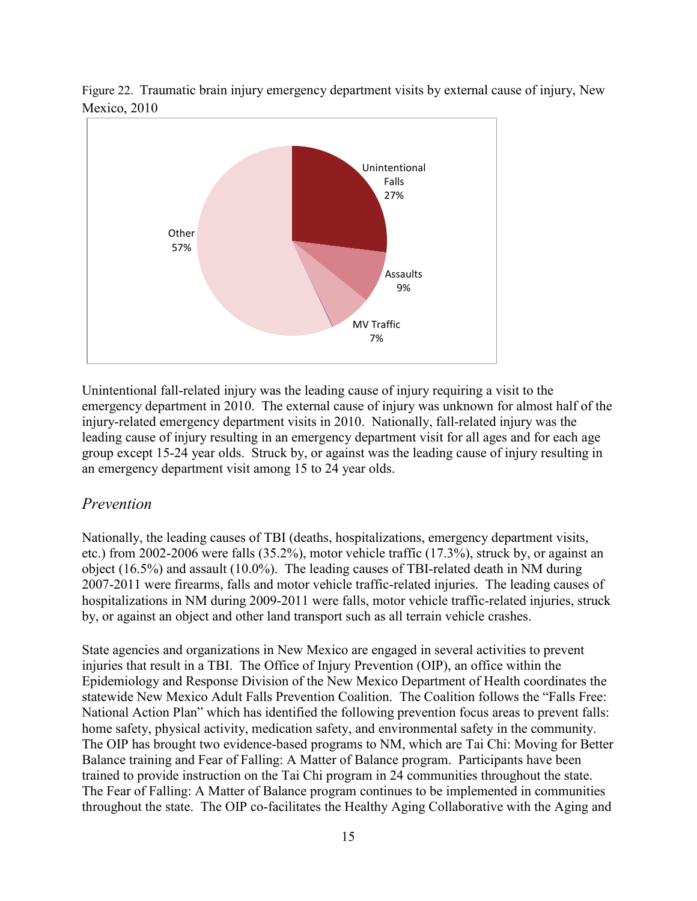Figure 22. Traumatic brain injury emergency department visits by external cause of injury, New Mexico, 2010

Unintentional fall-related injury was the leading cause of injury requiring a visit to the emergency department in 2010. The external cause of injury was unknown for almost half of the injury-related emergency department visits in 2010. Nationally, fall-related injury was the leading cause of injury resulting in an emergency department visit for all ages and for each age group except 15-24 year olds. Struck by, or against was the leading cause of injury resulting in an emergency department visit among 15 to 24 year olds.

## *Prevention*

Nationally, the leading causes of TBI (deaths, hospitalizations, emergency department visits, etc.) from 2002-2006 were falls (35.2%), motor vehicle traffic (17.3%), struck by, or against an object (16.5%) and assault (10.0%). The leading causes of TBI-related death in NM during 2007-2011 were firearms, falls and motor vehicle traffic-related injuries. The leading causes of hospitalizations in NM during 2009-2011 were falls, motor vehicle traffic-related injuries, struck by, or against an object and other land transport such as all terrain vehicle crashes.

State agencies and organizations in New Mexico are engaged in several activities to prevent injuries that result in a TBI. The Office of Injury Prevention (OIP), an office within the Epidemiology and Response Division of the New Mexico Department of Health coordinates the statewide New Mexico Adult Falls Prevention Coalition. The Coalition follows the "Falls Free: National Action Plan" which has identified the following prevention focus areas to prevent falls: home safety, physical activity, medication safety, and environmental safety in the community. The OIP has brought two evidence-based programs to NM, which are Tai Chi: Moving for Better Balance training and Fear of Falling: A Matter of Balance program. Participants have been trained to provide instruction on the Tai Chi program in 24 communities throughout the state. The Fear of Falling: A Matter of Balance program continues to be implemented in communities throughout the state. The OIP co-facilitates the Healthy Aging Collaborative with the Aging and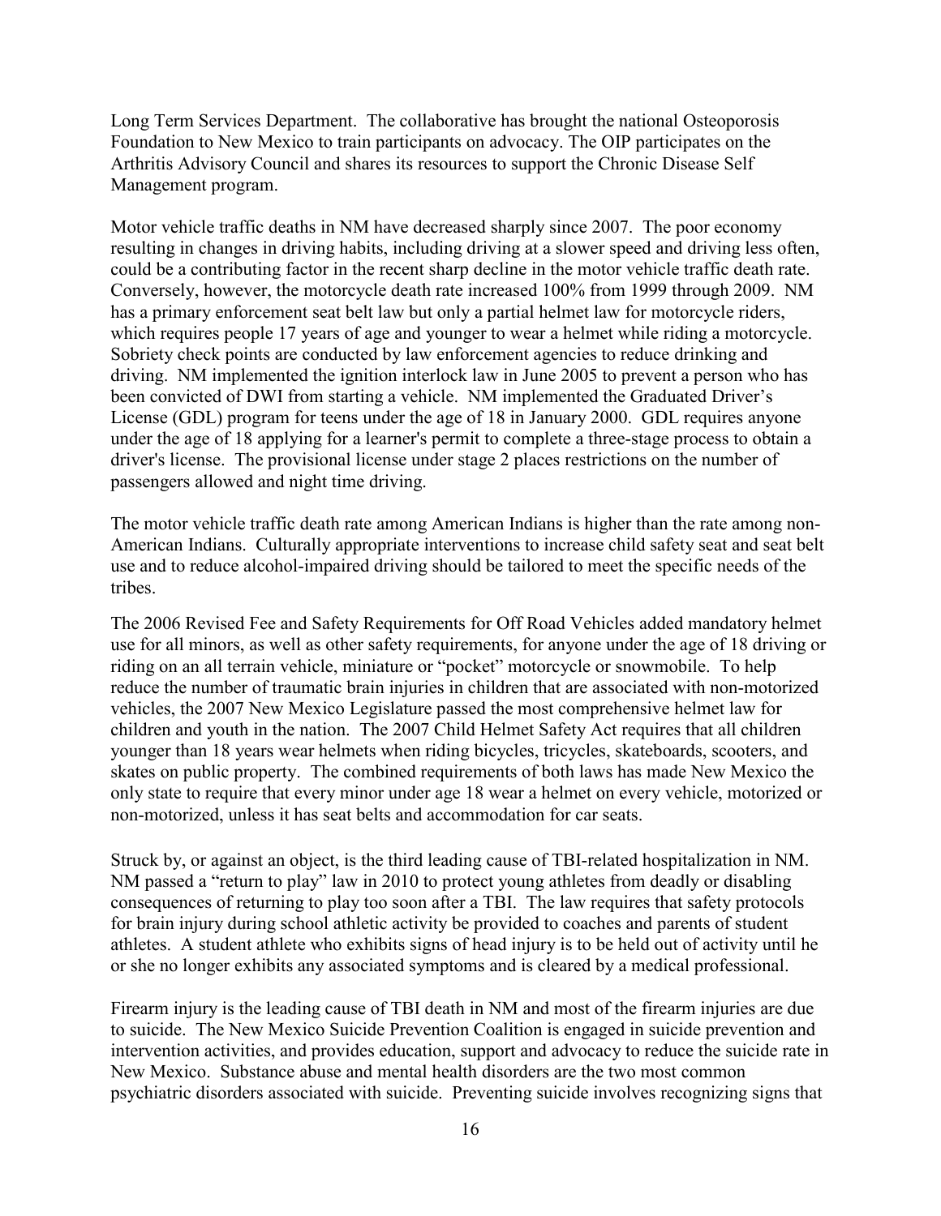Long Term Services Department. The collaborative has brought the national Osteoporosis Foundation to New Mexico to train participants on advocacy. The OIP participates on the Arthritis Advisory Council and shares its resources to support the Chronic Disease Self Management program.

Motor vehicle traffic deaths in NM have decreased sharply since 2007. The poor economy resulting in changes in driving habits, including driving at a slower speed and driving less often, could be a contributing factor in the recent sharp decline in the motor vehicle traffic death rate. Conversely, however, the motorcycle death rate increased 100% from 1999 through 2009. NM has a primary enforcement seat belt law but only a partial helmet law for motorcycle riders, which requires people 17 years of age and younger to wear a helmet while riding a motorcycle. Sobriety check points are conducted by law enforcement agencies to reduce drinking and driving. NM implemented the ignition interlock law in June 2005 to prevent a person who has been convicted of DWI from starting a vehicle. NM implemented the Graduated Driver's License (GDL) program for teens under the age of 18 in January 2000. GDL requires anyone under the age of 18 applying for a learner's permit to complete a three-stage process to obtain a driver's license. The provisional license under stage 2 places restrictions on the number of passengers allowed and night time driving.

The motor vehicle traffic death rate among American Indians is higher than the rate among non-American Indians. Culturally appropriate interventions to increase child safety seat and seat belt use and to reduce alcohol-impaired driving should be tailored to meet the specific needs of the tribes.

The 2006 Revised Fee and Safety Requirements for Off Road Vehicles added mandatory helmet use for all minors, as well as other safety requirements, for anyone under the age of 18 driving or riding on an all terrain vehicle, miniature or "pocket" motorcycle or snowmobile. To help reduce the number of traumatic brain injuries in children that are associated with non-motorized vehicles, the 2007 New Mexico Legislature passed the most comprehensive helmet law for children and youth in the nation. The 2007 Child Helmet Safety Act requires that all children younger than 18 years wear helmets when riding bicycles, tricycles, skateboards, scooters, and skates on public property. The combined requirements of both laws has made New Mexico the only state to require that every minor under age 18 wear a helmet on every vehicle, motorized or non-motorized, unless it has seat belts and accommodation for car seats.

Struck by, or against an object, is the third leading cause of TBI-related hospitalization in NM. NM passed a "return to play" law in 2010 to protect young athletes from deadly or disabling consequences of returning to play too soon after a TBI. The law requires that safety protocols for brain injury during school athletic activity be provided to coaches and parents of student athletes. A student athlete who exhibits signs of head injury is to be held out of activity until he or she no longer exhibits any associated symptoms and is cleared by a medical professional.

Firearm injury is the leading cause of TBI death in NM and most of the firearm injuries are due to suicide. The New Mexico Suicide Prevention Coalition is engaged in suicide prevention and intervention activities, and provides education, support and advocacy to reduce the suicide rate in New Mexico. Substance abuse and mental health disorders are the two most common psychiatric disorders associated with suicide. Preventing suicide involves recognizing signs that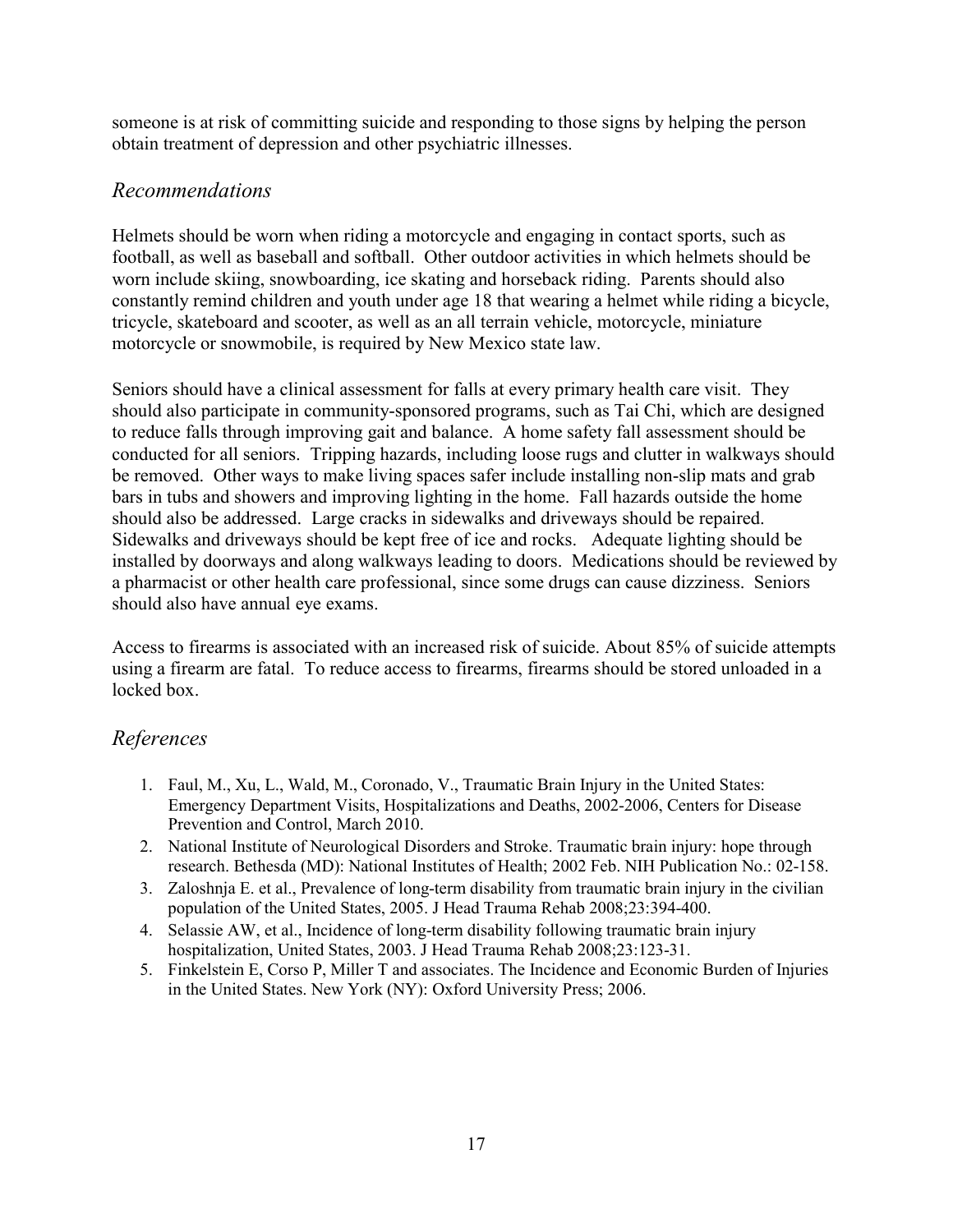someone is at risk of committing suicide and responding to those signs by helping the person obtain treatment of depression and other psychiatric illnesses.

## *Recommendations*

Helmets should be worn when riding a motorcycle and engaging in contact sports, such as football, as well as baseball and softball. Other outdoor activities in which helmets should be worn include skiing, snowboarding, ice skating and horseback riding. Parents should also constantly remind children and youth under age 18 that wearing a helmet while riding a bicycle, tricycle, skateboard and scooter, as well as an all terrain vehicle, motorcycle, miniature motorcycle or snowmobile, is required by New Mexico state law.

Seniors should have a clinical assessment for falls at every primary health care visit. They should also participate in community-sponsored programs, such as Tai Chi, which are designed to reduce falls through improving gait and balance. A home safety fall assessment should be conducted for all seniors. Tripping hazards, including loose rugs and clutter in walkways should be removed. Other ways to make living spaces safer include installing non-slip mats and grab bars in tubs and showers and improving lighting in the home. Fall hazards outside the home should also be addressed. Large cracks in sidewalks and driveways should be repaired. Sidewalks and driveways should be kept free of ice and rocks. Adequate lighting should be installed by doorways and along walkways leading to doors. Medications should be reviewed by a pharmacist or other health care professional, since some drugs can cause dizziness. Seniors should also have annual eye exams.

Access to firearms is associated with an increased risk of suicide. About 85% of suicide attempts using a firearm are fatal. To reduce access to firearms, firearms should be stored unloaded in a locked box.

## *References*

1. Faul, M., Xu, L., Wald, M., Coronado, V., Traumatic Brain Injury in the United States: Emergency Department Visits, Hospitalizations and Deaths, 2002-2006, Centers for Disease Prevention and Control, March 2010.
2. National Institute of Neurological Disorders and Stroke. Traumatic brain injury: hope through research. Bethesda (MD): National Institutes of Health; 2002 Feb. NIH Publication No.: 02-158.
3. Zaloshnja E. et al., Prevalence of long-term disability from traumatic brain injury in the civilian population of the United States, 2005. J Head Trauma Rehab 2008;23:394-400.
4. Selassie AW, et al., Incidence of long-term disability following traumatic brain injury hospitalization, United States, 2003. J Head Trauma Rehab 2008;23:123-31.
5. Finkelstein E, Corso P, Miller T and associates. The Incidence and Economic Burden of Injuries in the United States. New York (NY): Oxford University Press; 2006.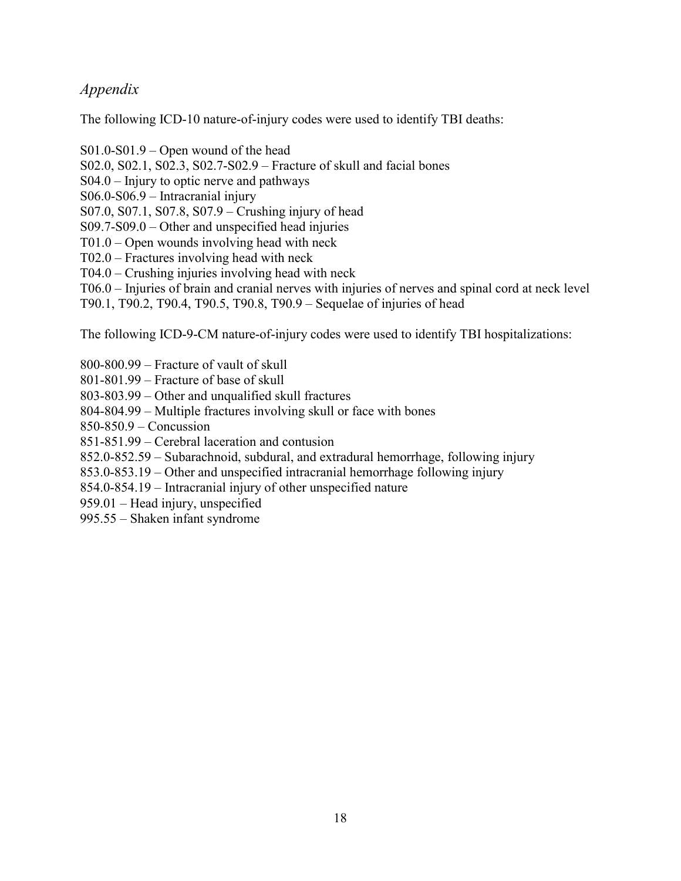## *Appendix*

The following ICD-10 nature-of-injury codes were used to identify TBI deaths:

S01.0-S01.9 – Open wound of the head
S02.0, S02.1, S02.3, S02.7-S02.9 – Fracture of skull and facial bones
S04.0 – Injury to optic nerve and pathways
S06.0-S06.9 – Intracranial injury
S07.0, S07.1, S07.8, S07.9 – Crushing injury of head
S09.7-S09.0 – Other and unspecified head injuries
T01.0 – Open wounds involving head with neck
T02.0 – Fractures involving head with neck
T04.0 – Crushing injuries involving head with neck
T06.0 – Injuries of brain and cranial nerves with injuries of nerves and spinal cord at neck level
T90.1, T90.2, T90.4, T90.5, T90.8, T90.9 – Sequelae of injuries of head

The following ICD-9-CM nature-of-injury codes were used to identify TBI hospitalizations:

800-800.99 – Fracture of vault of skull
801-801.99 – Fracture of base of skull
803-803.99 – Other and unqualified skull fractures
804-804.99 – Multiple fractures involving skull or face with bones
850-850.9 – Concussion
851-851.99 – Cerebral laceration and contusion
852.0-852.59 – Subarachnoid, subdural, and extradural hemorrhage, following injury
853.0-853.19 – Other and unspecified intracranial hemorrhage following injury
854.0-854.19 – Intracranial injury of other unspecified nature
959.01 – Head injury, unspecified
995.55 – Shaken infant syndrome